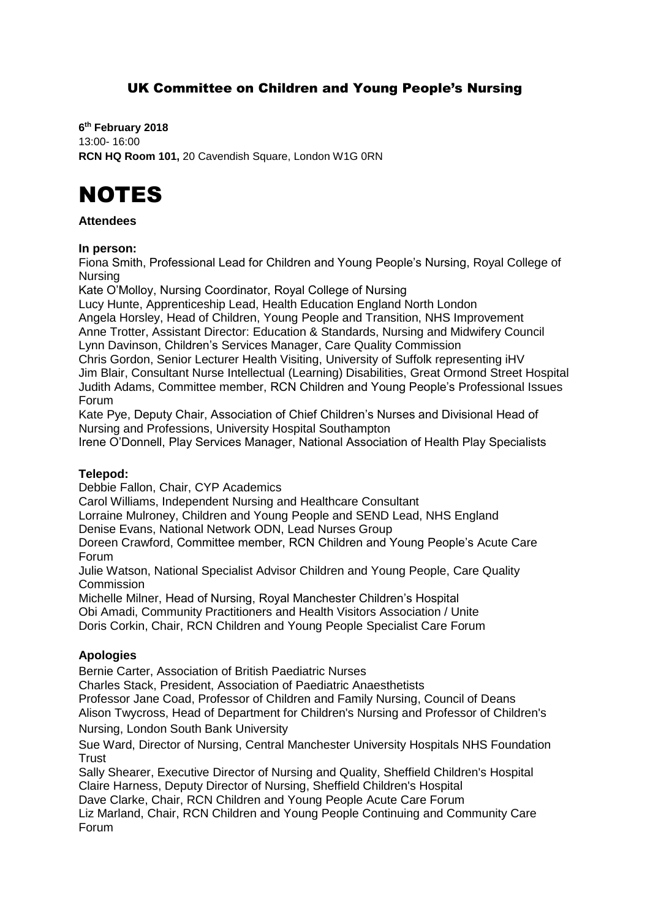## UK Committee on Children and Young People's Nursing

**6th February 2018**
13:00- 16:00
**RCN HQ Room 101,** 20 Cavendish Square, London W1G 0RN

# NOTES

**Attendees**

**In person:**

Fiona Smith, Professional Lead for Children and Young People's Nursing, Royal College of Nursing
Kate O'Molloy, Nursing Coordinator, Royal College of Nursing
Lucy Hunte, Apprenticeship Lead, Health Education England North London
Angela Horsley, Head of Children, Young People and Transition, NHS Improvement
Anne Trotter, Assistant Director: Education & Standards, Nursing and Midwifery Council
Lynn Davinson, Children's Services Manager, Care Quality Commission
Chris Gordon, Senior Lecturer Health Visiting, University of Suffolk representing iHV
Jim Blair, Consultant Nurse Intellectual (Learning) Disabilities, Great Ormond Street Hospital
Judith Adams, Committee member, RCN Children and Young People's Professional Issues Forum
Kate Pye, Deputy Chair, Association of Chief Children's Nurses and Divisional Head of Nursing and Professions, University Hospital Southampton
Irene O'Donnell, Play Services Manager, National Association of Health Play Specialists

**Telepod:**

Debbie Fallon, Chair, CYP Academics
Carol Williams, Independent Nursing and Healthcare Consultant
Lorraine Mulroney, Children and Young People and SEND Lead, NHS England
Denise Evans, National Network ODN, Lead Nurses Group
Doreen Crawford, Committee member, RCN Children and Young People's Acute Care Forum
Julie Watson, National Specialist Advisor Children and Young People, Care Quality Commission
Michelle Milner, Head of Nursing, Royal Manchester Children's Hospital
Obi Amadi, Community Practitioners and Health Visitors Association / Unite
Doris Corkin, Chair, RCN Children and Young People Specialist Care Forum

**Apologies**

Bernie Carter, Association of British Paediatric Nurses
Charles Stack, President, Association of Paediatric Anaesthetists
Professor Jane Coad, Professor of Children and Family Nursing, Council of Deans
Alison Twycross, Head of Department for Children's Nursing and Professor of Children's Nursing, London South Bank University
Sue Ward, Director of Nursing, Central Manchester University Hospitals NHS Foundation Trust
Sally Shearer, Executive Director of Nursing and Quality, Sheffield Children's Hospital
Claire Harness, Deputy Director of Nursing, Sheffield Children's Hospital
Dave Clarke, Chair, RCN Children and Young People Acute Care Forum
Liz Marland, Chair, RCN Children and Young People Continuing and Community Care Forum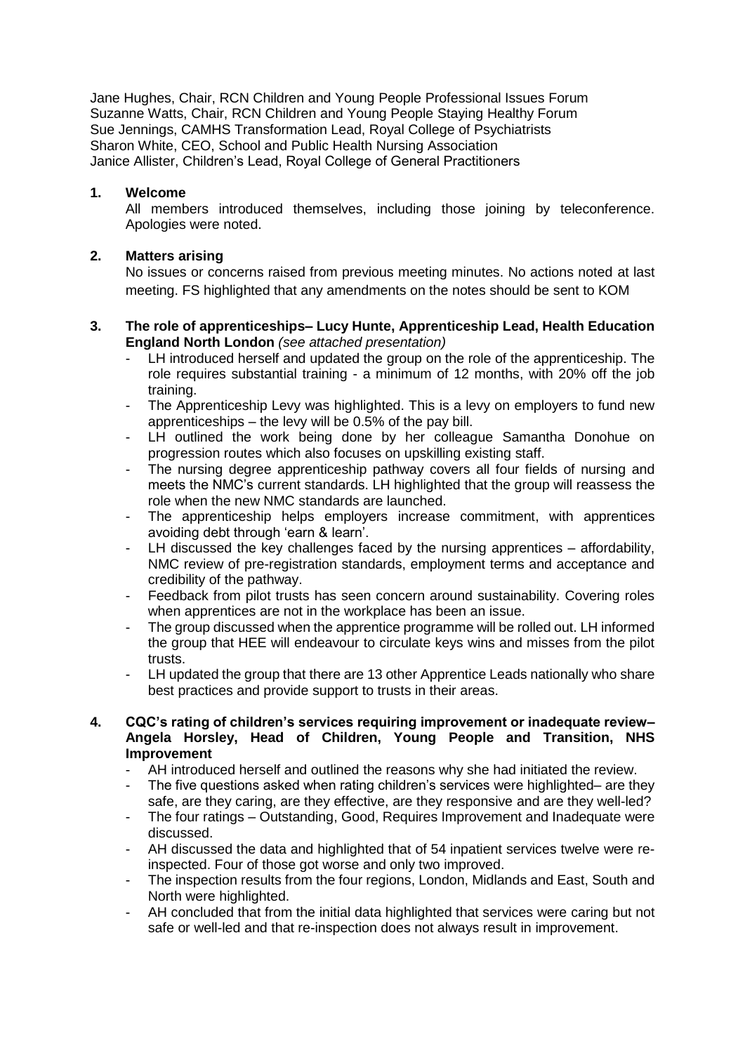Jane Hughes, Chair, RCN Children and Young People Professional Issues Forum
Suzanne Watts, Chair, RCN Children and Young People Staying Healthy Forum
Sue Jennings, CAMHS Transformation Lead, Royal College of Psychiatrists
Sharon White, CEO, School and Public Health Nursing Association
Janice Allister, Children's Lead, Royal College of General Practitioners

**1. Welcome**

All members introduced themselves, including those joining by teleconference. Apologies were noted.

**2. Matters arising**

No issues or concerns raised from previous meeting minutes. No actions noted at last meeting. FS highlighted that any amendments on the notes should be sent to KOM

**3. The role of apprenticeships– Lucy Hunte, Apprenticeship Lead, Health Education England North London** *(see attached presentation)*

- LH introduced herself and updated the group on the role of the apprenticeship. The role requires substantial training - a minimum of 12 months, with 20% off the job training.
- The Apprenticeship Levy was highlighted. This is a levy on employers to fund new apprenticeships – the levy will be 0.5% of the pay bill.
- LH outlined the work being done by her colleague Samantha Donohue on progression routes which also focuses on upskilling existing staff.
- The nursing degree apprenticeship pathway covers all four fields of nursing and meets the NMC's current standards. LH highlighted that the group will reassess the role when the new NMC standards are launched.
- The apprenticeship helps employers increase commitment, with apprentices avoiding debt through 'earn & learn'.
- LH discussed the key challenges faced by the nursing apprentices – affordability, NMC review of pre-registration standards, employment terms and acceptance and credibility of the pathway.
- Feedback from pilot trusts has seen concern around sustainability. Covering roles when apprentices are not in the workplace has been an issue.
- The group discussed when the apprentice programme will be rolled out. LH informed the group that HEE will endeavour to circulate keys wins and misses from the pilot trusts.
- LH updated the group that there are 13 other Apprentice Leads nationally who share best practices and provide support to trusts in their areas.

**4. CQC's rating of children's services requiring improvement or inadequate review– Angela Horsley, Head of Children, Young People and Transition, NHS Improvement**

- AH introduced herself and outlined the reasons why she had initiated the review.
- The five questions asked when rating children's services were highlighted– are they safe, are they caring, are they effective, are they responsive and are they well-led?
- The four ratings – Outstanding, Good, Requires Improvement and Inadequate were discussed.
- AH discussed the data and highlighted that of 54 inpatient services twelve were re-inspected. Four of those got worse and only two improved.
- The inspection results from the four regions, London, Midlands and East, South and North were highlighted.
- AH concluded that from the initial data highlighted that services were caring but not safe or well-led and that re-inspection does not always result in improvement.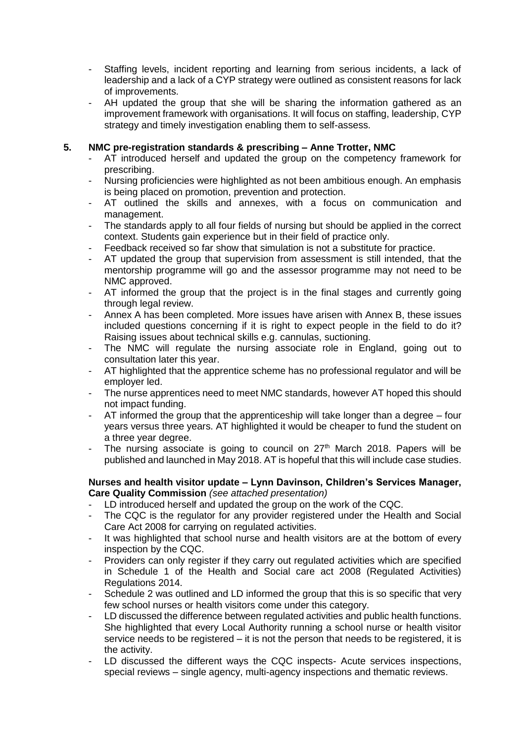- Staffing levels, incident reporting and learning from serious incidents, a lack of leadership and a lack of a CYP strategy were outlined as consistent reasons for lack of improvements.
- AH updated the group that she will be sharing the information gathered as an improvement framework with organisations. It will focus on staffing, leadership, CYP strategy and timely investigation enabling them to self-assess.

**5. NMC pre-registration standards & prescribing – Anne Trotter, NMC**

- AT introduced herself and updated the group on the competency framework for prescribing.
- Nursing proficiencies were highlighted as not been ambitious enough. An emphasis is being placed on promotion, prevention and protection.
- AT outlined the skills and annexes, with a focus on communication and management.
- The standards apply to all four fields of nursing but should be applied in the correct context. Students gain experience but in their field of practice only.
- Feedback received so far show that simulation is not a substitute for practice.
- AT updated the group that supervision from assessment is still intended, that the mentorship programme will go and the assessor programme may not need to be NMC approved.
- AT informed the group that the project is in the final stages and currently going through legal review.
- Annex A has been completed. More issues have arisen with Annex B, these issues included questions concerning if it is right to expect people in the field to do it? Raising issues about technical skills e.g. cannulas, suctioning.
- The NMC will regulate the nursing associate role in England, going out to consultation later this year.
- AT highlighted that the apprentice scheme has no professional regulator and will be employer led.
- The nurse apprentices need to meet NMC standards, however AT hoped this should not impact funding.
- AT informed the group that the apprenticeship will take longer than a degree – four years versus three years. AT highlighted it would be cheaper to fund the student on a three year degree.
- The nursing associate is going to council on 27th March 2018. Papers will be published and launched in May 2018. AT is hopeful that this will include case studies.

**Nurses and health visitor update – Lynn Davinson, Children's Services Manager, Care Quality Commission** *(see attached presentation)*

- LD introduced herself and updated the group on the work of the CQC.
- The CQC is the regulator for any provider registered under the Health and Social Care Act 2008 for carrying on regulated activities.
- It was highlighted that school nurse and health visitors are at the bottom of every inspection by the CQC.
- Providers can only register if they carry out regulated activities which are specified in Schedule 1 of the Health and Social care act 2008 (Regulated Activities) Regulations 2014.
- Schedule 2 was outlined and LD informed the group that this is so specific that very few school nurses or health visitors come under this category.
- LD discussed the difference between regulated activities and public health functions. She highlighted that every Local Authority running a school nurse or health visitor service needs to be registered – it is not the person that needs to be registered, it is the activity.
- LD discussed the different ways the CQC inspects- Acute services inspections, special reviews – single agency, multi-agency inspections and thematic reviews.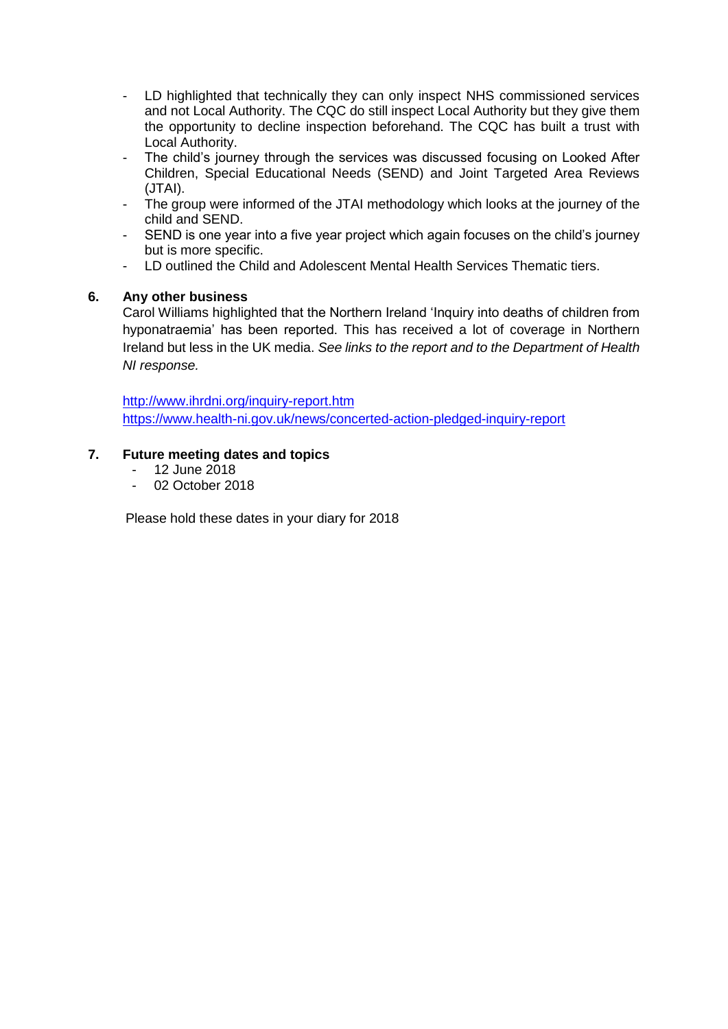- LD highlighted that technically they can only inspect NHS commissioned services and not Local Authority. The CQC do still inspect Local Authority but they give them the opportunity to decline inspection beforehand. The CQC has built a trust with Local Authority.
- The child's journey through the services was discussed focusing on Looked After Children, Special Educational Needs (SEND) and Joint Targeted Area Reviews (JTAI).
- The group were informed of the JTAI methodology which looks at the journey of the child and SEND.
- SEND is one year into a five year project which again focuses on the child's journey but is more specific.
- LD outlined the Child and Adolescent Mental Health Services Thematic tiers.

**6. Any other business**

Carol Williams highlighted that the Northern Ireland 'Inquiry into deaths of children from hyponatraemia' has been reported. This has received a lot of coverage in Northern Ireland but less in the UK media. *See links to the report and to the Department of Health NI response.*

[http://www.ihrdni.org/inquiry-report.htm](http://www.ihrdni.org/inquiry-report.htm)
[https://www.health-ni.gov.uk/news/concerted-action-pledged-inquiry-report](https://www.health-ni.gov.uk/news/concerted-action-pledged-inquiry-report)

**7. Future meeting dates and topics**

- 12 June 2018
- 02 October 2018

Please hold these dates in your diary for 2018